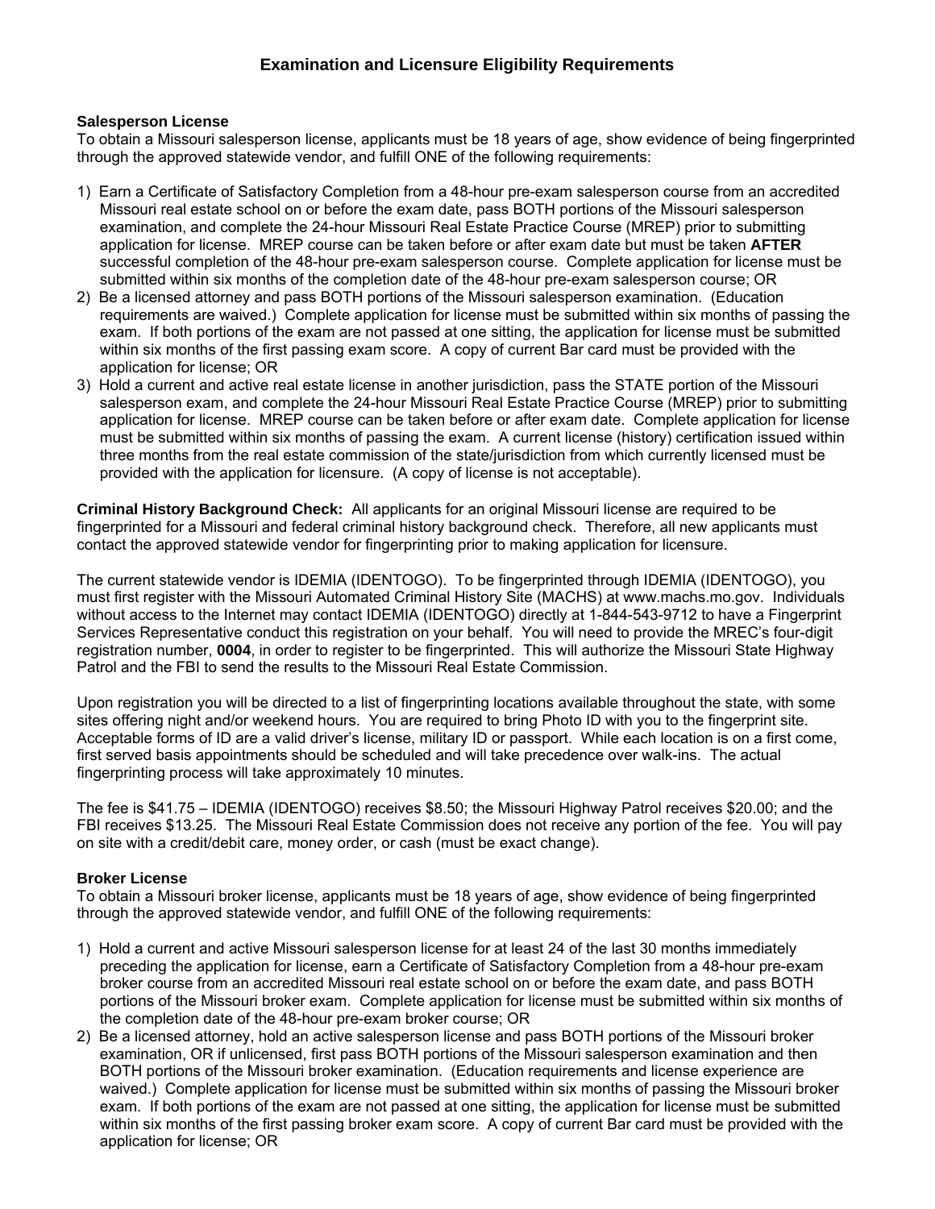# Examination and Licensure Eligibility Requirements

**Salesperson License**

To obtain a Missouri salesperson license, applicants must be 18 years of age, show evidence of being fingerprinted through the approved statewide vendor, and fulfill ONE of the following requirements:

1) Earn a Certificate of Satisfactory Completion from a 48-hour pre-exam salesperson course from an accredited Missouri real estate school on or before the exam date, pass BOTH portions of the Missouri salesperson examination, and complete the 24-hour Missouri Real Estate Practice Course (MREP) prior to submitting application for license. MREP course can be taken before or after exam date but must be taken **AFTER** successful completion of the 48-hour pre-exam salesperson course. Complete application for license must be submitted within six months of the completion date of the 48-hour pre-exam salesperson course; OR
2) Be a licensed attorney and pass BOTH portions of the Missouri salesperson examination. (Education requirements are waived.) Complete application for license must be submitted within six months of passing the exam. If both portions of the exam are not passed at one sitting, the application for license must be submitted within six months of the first passing exam score. A copy of current Bar card must be provided with the application for license; OR
3) Hold a current and active real estate license in another jurisdiction, pass the STATE portion of the Missouri salesperson exam, and complete the 24-hour Missouri Real Estate Practice Course (MREP) prior to submitting application for license. MREP course can be taken before or after exam date. Complete application for license must be submitted within six months of passing the exam. A current license (history) certification issued within three months from the real estate commission of the state/jurisdiction from which currently licensed must be provided with the application for licensure. (A copy of license is not acceptable).

**Criminal History Background Check:** All applicants for an original Missouri license are required to be fingerprinted for a Missouri and federal criminal history background check. Therefore, all new applicants must contact the approved statewide vendor for fingerprinting prior to making application for licensure.

The current statewide vendor is IDEMIA (IDENTOGO). To be fingerprinted through IDEMIA (IDENTOGO), you must first register with the Missouri Automated Criminal History Site (MACHS) at www.machs.mo.gov. Individuals without access to the Internet may contact IDEMIA (IDENTOGO) directly at 1-844-543-9712 to have a Fingerprint Services Representative conduct this registration on your behalf. You will need to provide the MREC's four-digit registration number, **0004**, in order to register to be fingerprinted. This will authorize the Missouri State Highway Patrol and the FBI to send the results to the Missouri Real Estate Commission.

Upon registration you will be directed to a list of fingerprinting locations available throughout the state, with some sites offering night and/or weekend hours. You are required to bring Photo ID with you to the fingerprint site. Acceptable forms of ID are a valid driver's license, military ID or passport. While each location is on a first come, first served basis appointments should be scheduled and will take precedence over walk-ins. The actual fingerprinting process will take approximately 10 minutes.

The fee is $41.75 – IDEMIA (IDENTOGO) receives $8.50; the Missouri Highway Patrol receives $20.00; and the FBI receives $13.25. The Missouri Real Estate Commission does not receive any portion of the fee. You will pay on site with a credit/debit care, money order, or cash (must be exact change).

**Broker License**

To obtain a Missouri broker license, applicants must be 18 years of age, show evidence of being fingerprinted through the approved statewide vendor, and fulfill ONE of the following requirements:

1) Hold a current and active Missouri salesperson license for at least 24 of the last 30 months immediately preceding the application for license, earn a Certificate of Satisfactory Completion from a 48-hour pre-exam broker course from an accredited Missouri real estate school on or before the exam date, and pass BOTH portions of the Missouri broker exam. Complete application for license must be submitted within six months of the completion date of the 48-hour pre-exam broker course; OR
2) Be a licensed attorney, hold an active salesperson license and pass BOTH portions of the Missouri broker examination, OR if unlicensed, first pass BOTH portions of the Missouri salesperson examination and then BOTH portions of the Missouri broker examination. (Education requirements and license experience are waived.) Complete application for license must be submitted within six months of passing the Missouri broker exam. If both portions of the exam are not passed at one sitting, the application for license must be submitted within six months of the first passing broker exam score. A copy of current Bar card must be provided with the application for license; OR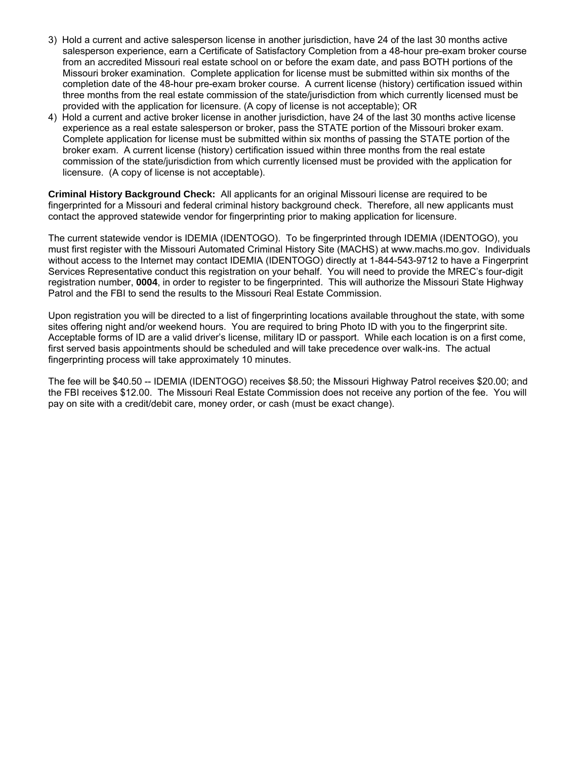3) Hold a current and active salesperson license in another jurisdiction, have 24 of the last 30 months active salesperson experience, earn a Certificate of Satisfactory Completion from a 48-hour pre-exam broker course from an accredited Missouri real estate school on or before the exam date, and pass BOTH portions of the Missouri broker examination. Complete application for license must be submitted within six months of the completion date of the 48-hour pre-exam broker course. A current license (history) certification issued within three months from the real estate commission of the state/jurisdiction from which currently licensed must be provided with the application for licensure. (A copy of license is not acceptable); OR
4) Hold a current and active broker license in another jurisdiction, have 24 of the last 30 months active license experience as a real estate salesperson or broker, pass the STATE portion of the Missouri broker exam. Complete application for license must be submitted within six months of passing the STATE portion of the broker exam. A current license (history) certification issued within three months from the real estate commission of the state/jurisdiction from which currently licensed must be provided with the application for licensure. (A copy of license is not acceptable).

**Criminal History Background Check:** All applicants for an original Missouri license are required to be fingerprinted for a Missouri and federal criminal history background check. Therefore, all new applicants must contact the approved statewide vendor for fingerprinting prior to making application for licensure.

The current statewide vendor is IDEMIA (IDENTOGO). To be fingerprinted through IDEMIA (IDENTOGO), you must first register with the Missouri Automated Criminal History Site (MACHS) at www.machs.mo.gov. Individuals without access to the Internet may contact IDEMIA (IDENTOGO) directly at 1-844-543-9712 to have a Fingerprint Services Representative conduct this registration on your behalf. You will need to provide the MREC's four-digit registration number, **0004**, in order to register to be fingerprinted. This will authorize the Missouri State Highway Patrol and the FBI to send the results to the Missouri Real Estate Commission.

Upon registration you will be directed to a list of fingerprinting locations available throughout the state, with some sites offering night and/or weekend hours. You are required to bring Photo ID with you to the fingerprint site. Acceptable forms of ID are a valid driver's license, military ID or passport. While each location is on a first come, first served basis appointments should be scheduled and will take precedence over walk-ins. The actual fingerprinting process will take approximately 10 minutes.

The fee will be $40.50 -- IDEMIA (IDENTOGO) receives $8.50; the Missouri Highway Patrol receives $20.00; and the FBI receives $12.00. The Missouri Real Estate Commission does not receive any portion of the fee. You will pay on site with a credit/debit care, money order, or cash (must be exact change).